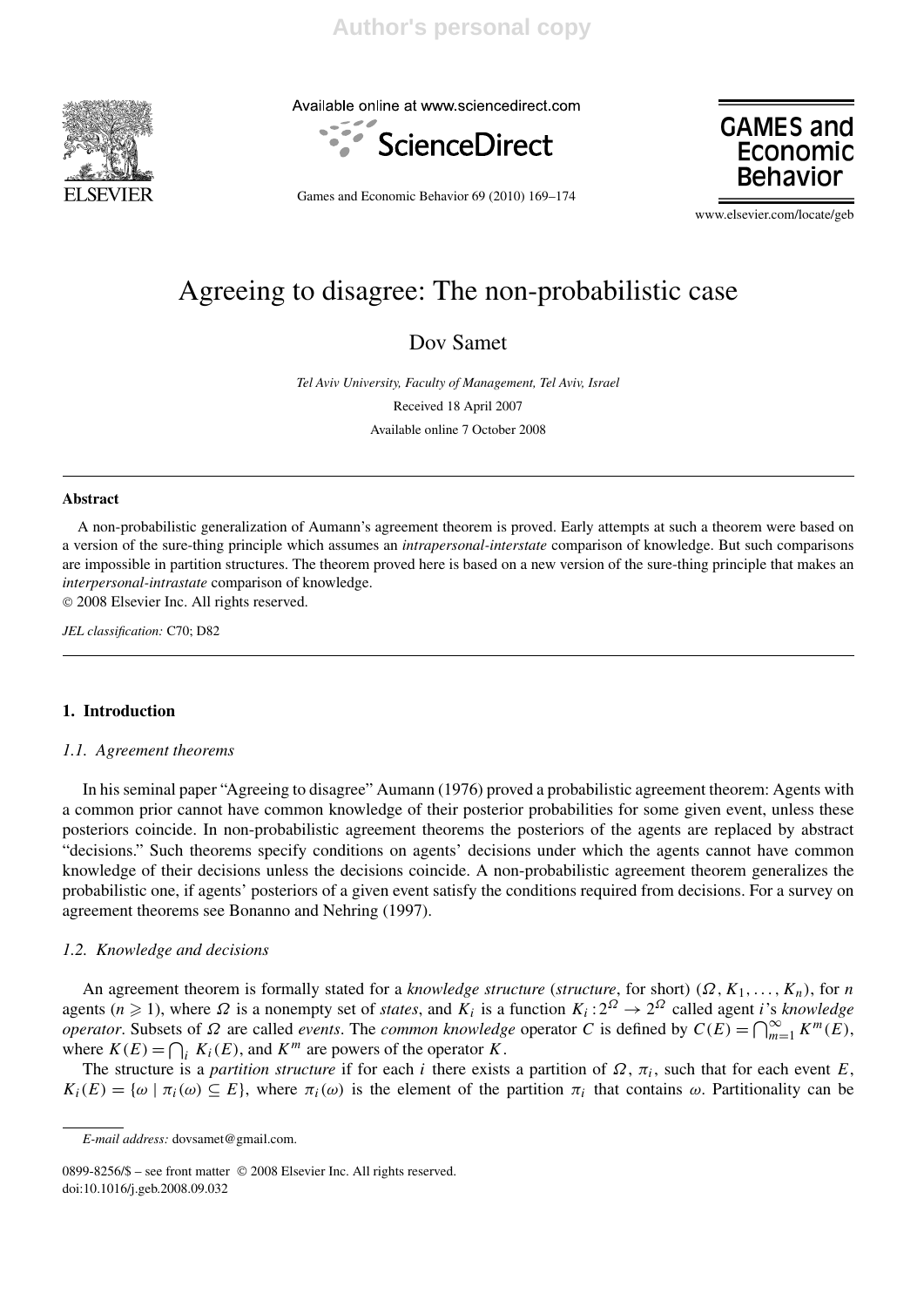# Agreeing to disagree: The non-probabilistic case

Dov Samet

*Tel Aviv University, Faculty of Management, Tel Aviv, Israel*

Received 18 April 2007

Available online 7 October 2008

---

**Abstract**

A non-probabilistic generalization of Aumann's agreement theorem is proved. Early attempts at such a theorem were based on a version of the sure-thing principle which assumes an *intrapersonal-interstate* comparison of knowledge. But such comparisons are impossible in partition structures. The theorem proved here is based on a new version of the sure-thing principle that makes an *interpersonal-intrastate* comparison of knowledge.

© 2008 Elsevier Inc. All rights reserved.

*JEL classification:* C70; D82

---

## 1. Introduction

### 1.1. Agreement theorems

In his seminal paper "Agreeing to disagree" Aumann (1976) proved a probabilistic agreement theorem: Agents with a common prior cannot have common knowledge of their posterior probabilities for some given event, unless these posteriors coincide. In non-probabilistic agreement theorems the posteriors of the agents are replaced by abstract "decisions." Such theorems specify conditions on agents' decisions under which the agents cannot have common knowledge of their decisions unless the decisions coincide. A non-probabilistic agreement theorem generalizes the probabilistic one, if agents' posteriors of a given event satisfy the conditions required from decisions. For a survey on agreement theorems see Bonanno and Nehring (1997).

### 1.2. Knowledge and decisions

An agreement theorem is formally stated for a *knowledge structure* (*structure*, for short) $(\Omega, K_1, \ldots, K_n)$, for $n$ agents ($n \geqslant 1$), where $\Omega$ is a nonempty set of *states*, and $K_i$ is a function $K_i : 2^{\Omega} \to 2^{\Omega}$ called agent $i$'s *knowledge operator*. Subsets of $\Omega$ are called *events*. The *common knowledge* operator $C$ is defined by $C(E) = \bigcap_{m=1}^{\infty} K^m(E)$, where $K(E) = \bigcap_i K_i(E)$, and $K^m$ are powers of the operator $K$.

The structure is a *partition structure* if for each $i$ there exists a partition of $\Omega$, $\pi_i$, such that for each event $E$, $K_i(E) = \{\omega \mid \pi_i(\omega) \subseteq E\}$, where $\pi_i(\omega)$ is the element of the partition $\pi_i$ that contains $\omega$. Partitionality can be

---

*E-mail address:* dovsamet@gmail.com.

0899-8256/$ – see front matter © 2008 Elsevier Inc. All rights reserved.
doi:10.1016/j.geb.2008.09.032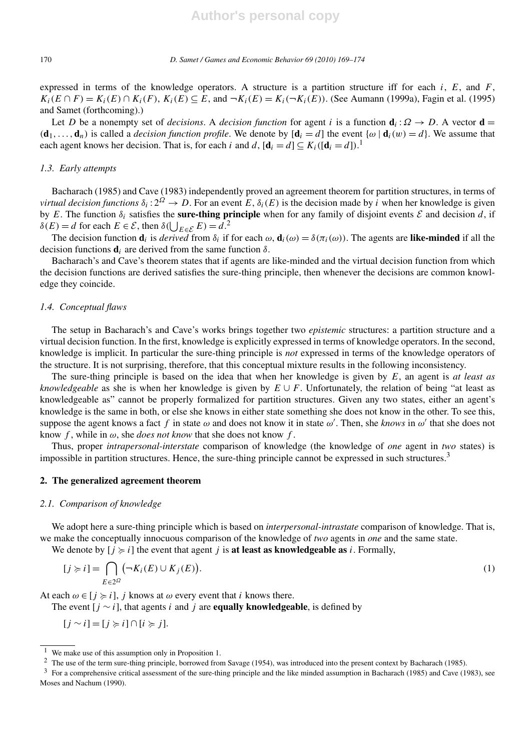expressed in terms of the knowledge operators. A structure is a partition structure iff for each $i$, $E$, and $F$, $K_i(E \cap F) = K_i(E) \cap K_i(F)$, $K_i(E) \subseteq E$, and $\neg K_i(E) = K_i(\neg K_i(E))$. (See Aumann (1999a), Fagin et al. (1995) and Samet (forthcoming).)

Let $D$ be a nonempty set of *decisions*. A *decision function* for agent $i$ is a function $\mathbf{d}_i : \Omega \to D$. A vector $\mathbf{d} = (\mathbf{d}_1, \ldots, \mathbf{d}_n)$ is called a *decision function profile*. We denote by $[\mathbf{d}_i = d]$ the event $\{\omega \mid \mathbf{d}_i(w) = d\}$. We assume that each agent knows her decision. That is, for each $i$ and $d$, $[\mathbf{d}_i = d] \subseteq K_i([\mathbf{d}_i = d])$.[1]

### 1.3. Early attempts

Bacharach (1985) and Cave (1983) independently proved an agreement theorem for partition structures, in terms of *virtual decision functions* $\delta_i : 2^{\Omega} \to D$. For an event $E$, $\delta_i(E)$ is the decision made by $i$ when her knowledge is given by $E$. The function $\delta_i$ satisfies the **sure-thing principle** when for any family of disjoint events $\mathcal{E}$ and decision $d$, if $\delta(E) = d$ for each $E \in \mathcal{E}$, then $\delta(\bigcup_{E \in \mathcal{E}} E) = d$.[2]

The decision function $\mathbf{d}_i$ is *derived* from $\delta_i$ if for each $\omega$, $\mathbf{d}_i(\omega) = \delta(\pi_i(\omega))$. The agents are **like-minded** if all the decision functions $\mathbf{d}_i$ are derived from the same function $\delta$.

Bacharach's and Cave's theorem states that if agents are like-minded and the virtual decision function from which the decision functions are derived satisfies the sure-thing principle, then whenever the decisions are common knowledge they coincide.

### 1.4. Conceptual flaws

The setup in Bacharach's and Cave's works brings together two *epistemic* structures: a partition structure and a virtual decision function. In the first, knowledge is explicitly expressed in terms of knowledge operators. In the second, knowledge is implicit. In particular the sure-thing principle is *not* expressed in terms of the knowledge operators of the structure. It is not surprising, therefore, that this conceptual mixture results in the following inconsistency.

The sure-thing principle is based on the idea that when her knowledge is given by $E$, an agent is *at least as knowledgeable* as she is when her knowledge is given by $E \cup F$. Unfortunately, the relation of being "at least as knowledgeable as" cannot be properly formalized for partition structures. Given any two states, either an agent's knowledge is the same in both, or else she knows in either state something she does not know in the other. To see this, suppose the agent knows a fact $f$ in state $\omega$ and does not know it in state $\omega'$. Then, she *knows* in $\omega'$ that she does not know $f$, while in $\omega$, she *does not know* that she does not know $f$.

Thus, proper *intrapersonal-interstate* comparison of knowledge (the knowledge of *one* agent in *two* states) is impossible in partition structures. Hence, the sure-thing principle cannot be expressed in such structures.[3]

## 2. The generalized agreement theorem

### 2.1. Comparison of knowledge

We adopt here a sure-thing principle which is based on *interpersonal-intrastate* comparison of knowledge. That is, we make the conceptually innocuous comparison of the knowledge of *two* agents in *one* and the same state.

We denote by $[j \succcurlyeq i]$ the event that agent $j$ is **at least as knowledgeable as** $i$. Formally,

$$[j \succcurlyeq i] = \bigcap_{E \in 2^{\Omega}} \left(\neg K_i(E) \cup K_j(E)\right). \tag{1}$$

At each $\omega \in [j \succcurlyeq i]$, $j$ knows at $\omega$ every event that $i$ knows there.

The event $[j \sim i]$, that agents $i$ and $j$ are **equally knowledgeable**, is defined by

$$[j \sim i] = [j \succcurlyeq i] \cap [i \succcurlyeq j].$$

---

[1] We make use of this assumption only in Proposition 1.

[2] The use of the term sure-thing principle, borrowed from Savage (1954), was introduced into the present context by Bacharach (1985).

[3] For a comprehensive critical assessment of the sure-thing principle and the like minded assumption in Bacharach (1985) and Cave (1983), see Moses and Nachum (1990).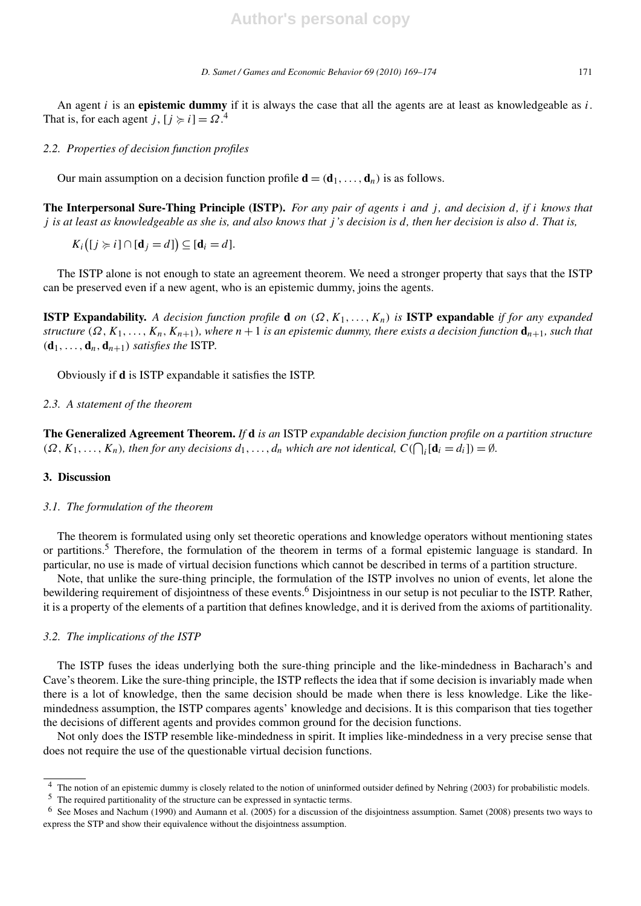An agent $i$ is an **epistemic dummy** if it is always the case that all the agents are at least as knowledgeable as $i$. That is, for each agent $j$, $[j \succcurlyeq i] = \Omega$.[4]

### 2.2. Properties of decision function profiles

Our main assumption on a decision function profile $\mathbf{d} = (\mathbf{d}_1, \ldots, \mathbf{d}_n)$ is as follows.

**The Interpersonal Sure-Thing Principle (ISTP).** *For any pair of agents $i$ and $j$, and decision $d$, if $i$ knows that $j$ is at least as knowledgeable as she is, and also knows that $j$'s decision is $d$, then her decision is also $d$. That is,*

$$K_i\big([j \succcurlyeq i] \cap [\mathbf{d}_j = d]\big) \subseteq [\mathbf{d}_i = d].$$

The ISTP alone is not enough to state an agreement theorem. We need a stronger property that says that the ISTP can be preserved even if a new agent, who is an epistemic dummy, joins the agents.

**ISTP Expandability.** *A decision function profile $\mathbf{d}$ on $(\Omega, K_1, \ldots, K_n)$ is* **ISTP expandable** *if for any expanded structure $(\Omega, K_1, \ldots, K_n, K_{n+1})$, where $n+1$ is an epistemic dummy, there exists a decision function $\mathbf{d}_{n+1}$, such that $(\mathbf{d}_1, \ldots, \mathbf{d}_n, \mathbf{d}_{n+1})$ satisfies the* ISTP.

Obviously if $\mathbf{d}$ is ISTP expandable it satisfies the ISTP.

### 2.3. A statement of the theorem

**The Generalized Agreement Theorem.** *If $\mathbf{d}$ is an* ISTP *expandable decision function profile on a partition structure $(\Omega, K_1, \ldots, K_n)$, then for any decisions $d_1, \ldots, d_n$ which are not identical, $C(\bigcap_i [\mathbf{d}_i = d_i]) = \emptyset$.*

## 3. Discussion

### 3.1. The formulation of the theorem

The theorem is formulated using only set theoretic operations and knowledge operators without mentioning states or partitions.[5] Therefore, the formulation of the theorem in terms of a formal epistemic language is standard. In particular, no use is made of virtual decision functions which cannot be described in terms of a partition structure.

Note, that unlike the sure-thing principle, the formulation of the ISTP involves no union of events, let alone the bewildering requirement of disjointness of these events.[6] Disjointness in our setup is not peculiar to the ISTP. Rather, it is a property of the elements of a partition that defines knowledge, and it is derived from the axioms of partitionality.

### 3.2. The implications of the ISTP

The ISTP fuses the ideas underlying both the sure-thing principle and the like-mindedness in Bacharach's and Cave's theorem. Like the sure-thing principle, the ISTP reflects the idea that if some decision is invariably made when there is a lot of knowledge, then the same decision should be made when there is less knowledge. Like the like-mindedness assumption, the ISTP compares agents' knowledge and decisions. It is this comparison that ties together the decisions of different agents and provides common ground for the decision functions.

Not only does the ISTP resemble like-mindedness in spirit. It implies like-mindedness in a very precise sense that does not require the use of the questionable virtual decision functions.

---

[4] The notion of an epistemic dummy is closely related to the notion of uninformed outsider defined by Nehring (2003) for probabilistic models.

[5] The required partitionality of the structure can be expressed in syntactic terms.

[6] See Moses and Nachum (1990) and Aumann et al. (2005) for a discussion of the disjointness assumption. Samet (2008) presents two ways to express the STP and show their equivalence without the disjointness assumption.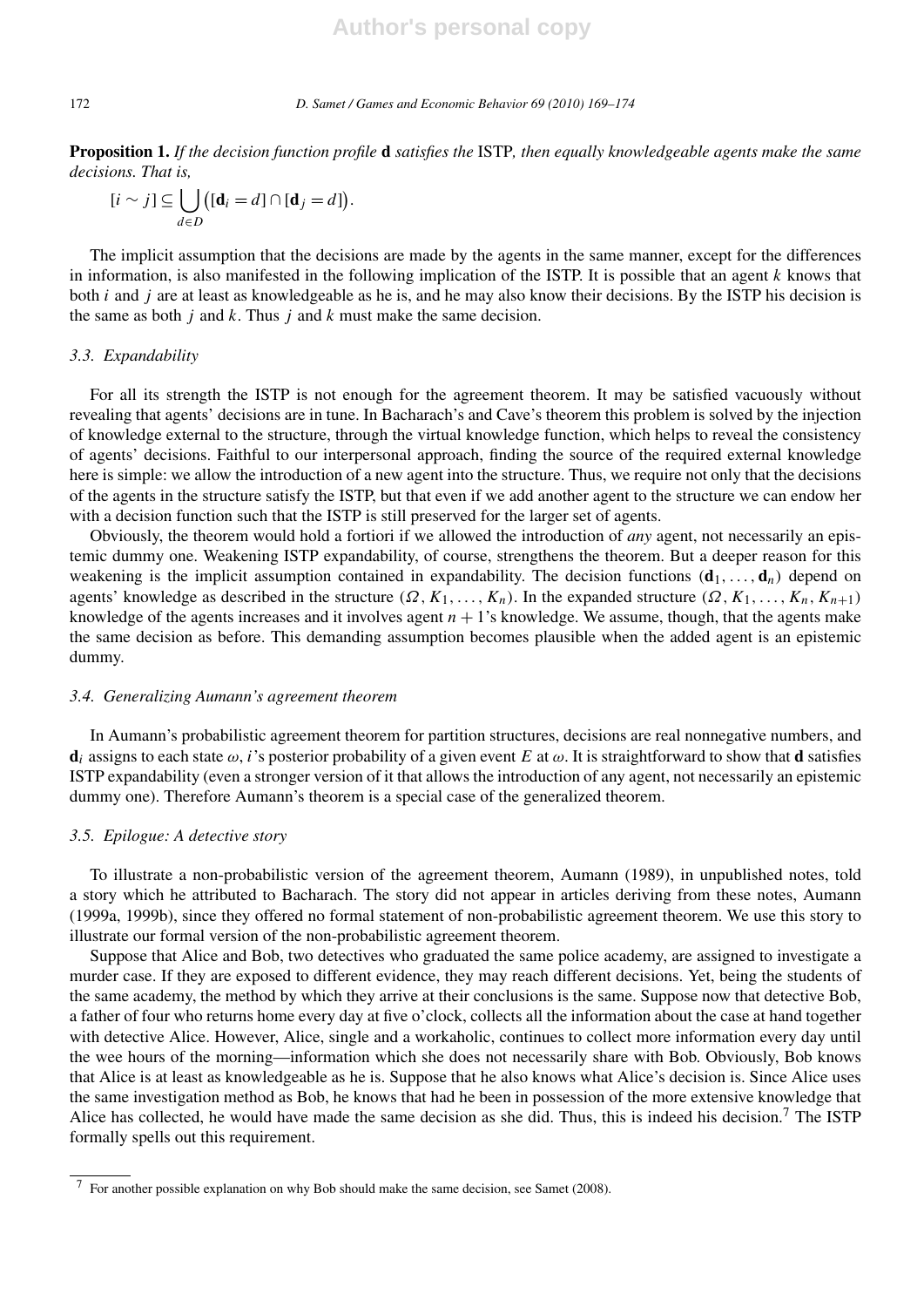**Proposition 1.** *If the decision function profile* $\mathbf{d}$ *satisfies the* ISTP*, then equally knowledgeable agents make the same decisions. That is,*

$$[i \sim j] \subseteq \bigcup_{d \in D} \big([\mathbf{d}_i = d] \cap [\mathbf{d}_j = d]\big).$$

The implicit assumption that the decisions are made by the agents in the same manner, except for the differences in information, is also manifested in the following implication of the ISTP. It is possible that an agent $k$ knows that both $i$ and $j$ are at least as knowledgeable as he is, and he may also know their decisions. By the ISTP his decision is the same as both $j$ and $k$. Thus $j$ and $k$ must make the same decision.

### 3.3. Expandability

For all its strength the ISTP is not enough for the agreement theorem. It may be satisfied vacuously without revealing that agents' decisions are in tune. In Bacharach's and Cave's theorem this problem is solved by the injection of knowledge external to the structure, through the virtual knowledge function, which helps to reveal the consistency of agents' decisions. Faithful to our interpersonal approach, finding the source of the required external knowledge here is simple: we allow the introduction of a new agent into the structure. Thus, we require not only that the decisions of the agents in the structure satisfy the ISTP, but that even if we add another agent to the structure we can endow her with a decision function such that the ISTP is still preserved for the larger set of agents.

Obviously, the theorem would hold a fortiori if we allowed the introduction of *any* agent, not necessarily an epistemic dummy one. Weakening ISTP expandability, of course, strengthens the theorem. But a deeper reason for this weakening is the implicit assumption contained in expandability. The decision functions $(\mathbf{d}_1, \ldots, \mathbf{d}_n)$ depend on agents' knowledge as described in the structure $(\Omega, K_1, \ldots, K_n)$. In the expanded structure $(\Omega, K_1, \ldots, K_n, K_{n+1})$ knowledge of the agents increases and it involves agent $n+1$'s knowledge. We assume, though, that the agents make the same decision as before. This demanding assumption becomes plausible when the added agent is an epistemic dummy.

### 3.4. Generalizing Aumann's agreement theorem

In Aumann's probabilistic agreement theorem for partition structures, decisions are real nonnegative numbers, and $\mathbf{d}_i$ assigns to each state $\omega$, $i$'s posterior probability of a given event $E$ at $\omega$. It is straightforward to show that $\mathbf{d}$ satisfies ISTP expandability (even a stronger version of it that allows the introduction of any agent, not necessarily an epistemic dummy one). Therefore Aumann's theorem is a special case of the generalized theorem.

### 3.5. Epilogue: A detective story

To illustrate a non-probabilistic version of the agreement theorem, Aumann (1989), in unpublished notes, told a story which he attributed to Bacharach. The story did not appear in articles deriving from these notes, Aumann (1999a, 1999b), since they offered no formal statement of non-probabilistic agreement theorem. We use this story to illustrate our formal version of the non-probabilistic agreement theorem.

Suppose that Alice and Bob, two detectives who graduated the same police academy, are assigned to investigate a murder case. If they are exposed to different evidence, they may reach different decisions. Yet, being the students of the same academy, the method by which they arrive at their conclusions is the same. Suppose now that detective Bob, a father of four who returns home every day at five o'clock, collects all the information about the case at hand together with detective Alice. However, Alice, single and a workaholic, continues to collect more information every day until the wee hours of the morning—information which she does not necessarily share with Bob. Obviously, Bob knows that Alice is at least as knowledgeable as he is. Suppose that he also knows what Alice's decision is. Since Alice uses the same investigation method as Bob, he knows that had he been in possession of the more extensive knowledge that Alice has collected, he would have made the same decision as she did. Thus, this is indeed his decision.[7] The ISTP formally spells out this requirement.

[7] For another possible explanation on why Bob should make the same decision, see Samet (2008).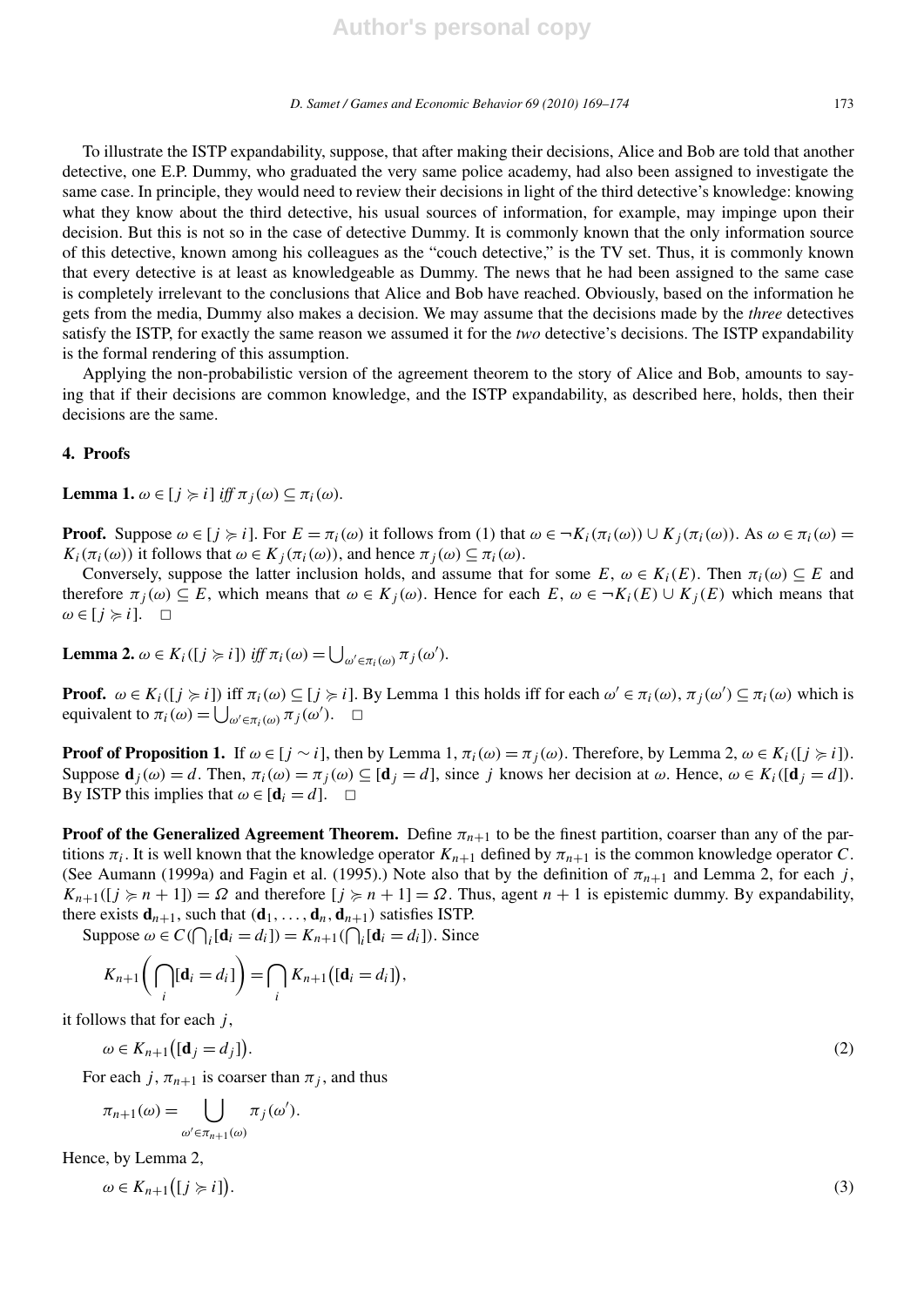To illustrate the ISTP expandability, suppose, that after making their decisions, Alice and Bob are told that another detective, one E.P. Dummy, who graduated the very same police academy, had also been assigned to investigate the same case. In principle, they would need to review their decisions in light of the third detective's knowledge: knowing what they know about the third detective, his usual sources of information, for example, may impinge upon their decision. But this is not so in the case of detective Dummy. It is commonly known that the only information source of this detective, known among his colleagues as the "couch detective," is the TV set. Thus, it is commonly known that every detective is at least as knowledgeable as Dummy. The news that he had been assigned to the same case is completely irrelevant to the conclusions that Alice and Bob have reached. Obviously, based on the information he gets from the media, Dummy also makes a decision. We may assume that the decisions made by the *three* detectives satisfy the ISTP, for exactly the same reason we assumed it for the *two* detective's decisions. The ISTP expandability is the formal rendering of this assumption.

Applying the non-probabilistic version of the agreement theorem to the story of Alice and Bob, amounts to saying that if their decisions are common knowledge, and the ISTP expandability, as described here, holds, then their decisions are the same.

## 4. Proofs

**Lemma 1.** $\omega \in [j \succcurlyeq i]$ *iff* $\pi_j(\omega) \subseteq \pi_i(\omega)$.

**Proof.** Suppose $\omega \in [j \succcurlyeq i]$. For $E = \pi_i(\omega)$ it follows from (1) that $\omega \in \neg K_i(\pi_i(\omega)) \cup K_j(\pi_i(\omega))$. As $\omega \in \pi_i(\omega) = K_i(\pi_i(\omega))$ it follows that $\omega \in K_j(\pi_i(\omega))$, and hence $\pi_j(\omega) \subseteq \pi_i(\omega)$.

Conversely, suppose the latter inclusion holds, and assume that for some $E$, $\omega \in K_i(E)$. Then $\pi_i(\omega) \subseteq E$ and therefore $\pi_j(\omega) \subseteq E$, which means that $\omega \in K_j(\omega)$. Hence for each $E$, $\omega \in \neg K_i(E) \cup K_j(E)$ which means that $\omega \in [j \succcurlyeq i]$. $\square$

**Lemma 2.** $\omega \in K_i([j \succcurlyeq i])$ *iff* $\pi_i(\omega) = \bigcup_{\omega' \in \pi_i(\omega)} \pi_j(\omega')$.

**Proof.** $\omega \in K_i([j \succcurlyeq i])$ iff $\pi_i(\omega) \subseteq [j \succcurlyeq i]$. By Lemma 1 this holds iff for each $\omega' \in \pi_i(\omega)$, $\pi_j(\omega') \subseteq \pi_i(\omega)$ which is equivalent to $\pi_i(\omega) = \bigcup_{\omega' \in \pi_i(\omega)} \pi_j(\omega')$. $\square$

**Proof of Proposition 1.** If $\omega \in [j \sim i]$, then by Lemma 1, $\pi_i(\omega) = \pi_j(\omega)$. Therefore, by Lemma 2, $\omega \in K_i([j \succcurlyeq i])$. Suppose $\mathbf{d}_j(\omega) = d$. Then, $\pi_i(\omega) = \pi_j(\omega) \subseteq [\mathbf{d}_j = d]$, since $j$ knows her decision at $\omega$. Hence, $\omega \in K_i([\mathbf{d}_j = d])$. By ISTP this implies that $\omega \in [\mathbf{d}_i = d]$. $\square$

**Proof of the Generalized Agreement Theorem.** Define $\pi_{n+1}$ to be the finest partition, coarser than any of the partitions $\pi_i$. It is well known that the knowledge operator $K_{n+1}$ defined by $\pi_{n+1}$ is the common knowledge operator $C$. (See Aumann (1999a) and Fagin et al. (1995).) Note also that by the definition of $\pi_{n+1}$ and Lemma 2, for each $j$, $K_{n+1}([j \succcurlyeq n+1]) = \Omega$ and therefore $[j \succcurlyeq n+1] = \Omega$. Thus, agent $n+1$ is epistemic dummy. By expandability, there exists $\mathbf{d}_{n+1}$, such that $(\mathbf{d}_1, \ldots, \mathbf{d}_n, \mathbf{d}_{n+1})$ satisfies ISTP.

Suppose $\omega \in C(\bigcap_i [\mathbf{d}_i = d_i]) = K_{n+1}(\bigcap_i [\mathbf{d}_i = d_i])$. Since

$$K_{n+1}\left(\bigcap_i [\mathbf{d}_i = d_i]\right) = \bigcap_i K_{n+1}\big([\mathbf{d}_i = d_i]\big),$$

it follows that for each $j$,

$$\omega \in K_{n+1}\big([\mathbf{d}_j = d_j]\big). \tag{2}$$

For each $j$, $\pi_{n+1}$ is coarser than $\pi_j$, and thus

$$\pi_{n+1}(\omega) = \bigcup_{\omega' \in \pi_{n+1}(\omega)} \pi_j(\omega').$$

Hence, by Lemma 2,

$$\omega \in K_{n+1}\big([j \succcurlyeq i]\big). \tag{3}$$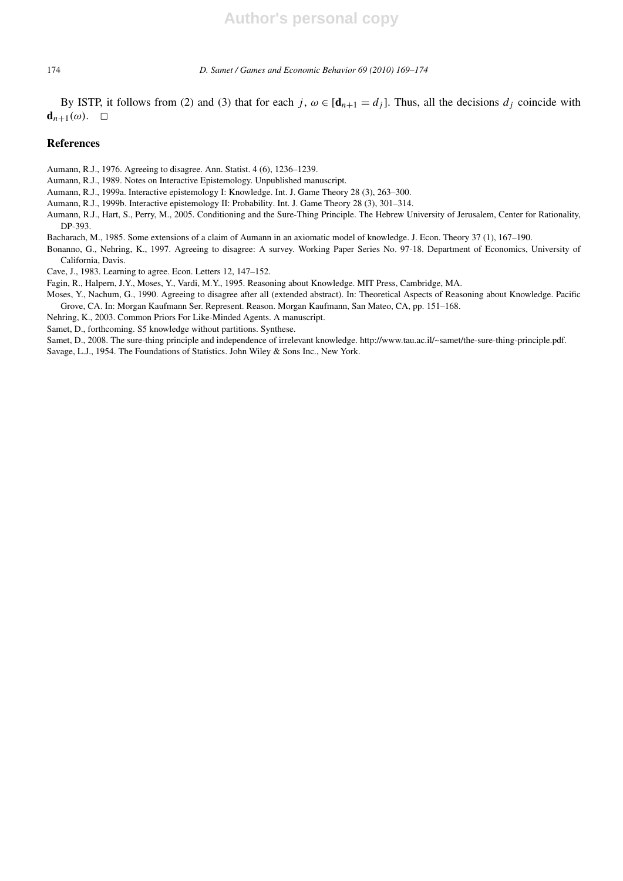By ISTP, it follows from (2) and (3) that for each $j$, $\omega \in [\mathbf{d}_{n+1} = d_j]$. Thus, all the decisions $d_j$ coincide with $\mathbf{d}_{n+1}(\omega)$. $\square$

## References

Aumann, R.J., 1976. Agreeing to disagree. Ann. Statist. 4 (6), 1236–1239.

Aumann, R.J., 1989. Notes on Interactive Epistemology. Unpublished manuscript.

Aumann, R.J., 1999a. Interactive epistemology I: Knowledge. Int. J. Game Theory 28 (3), 263–300.

Aumann, R.J., 1999b. Interactive epistemology II: Probability. Int. J. Game Theory 28 (3), 301–314.

Aumann, R.J., Hart, S., Perry, M., 2005. Conditioning and the Sure-Thing Principle. The Hebrew University of Jerusalem, Center for Rationality, DP-393.

Bacharach, M., 1985. Some extensions of a claim of Aumann in an axiomatic model of knowledge. J. Econ. Theory 37 (1), 167–190.

Bonanno, G., Nehring, K., 1997. Agreeing to disagree: A survey. Working Paper Series No. 97-18. Department of Economics, University of California, Davis.

Cave, J., 1983. Learning to agree. Econ. Letters 12, 147–152.

Fagin, R., Halpern, J.Y., Moses, Y., Vardi, M.Y., 1995. Reasoning about Knowledge. MIT Press, Cambridge, MA.

Moses, Y., Nachum, G., 1990. Agreeing to disagree after all (extended abstract). In: Theoretical Aspects of Reasoning about Knowledge. Pacific Grove, CA. In: Morgan Kaufmann Ser. Represent. Reason. Morgan Kaufmann, San Mateo, CA, pp. 151–168.

Nehring, K., 2003. Common Priors For Like-Minded Agents. A manuscript.

Samet, D., forthcoming. S5 knowledge without partitions. Synthese.

Samet, D., 2008. The sure-thing principle and independence of irrelevant knowledge. http://www.tau.ac.il/~samet/the-sure-thing-principle.pdf.

Savage, L.J., 1954. The Foundations of Statistics. John Wiley & Sons Inc., New York.